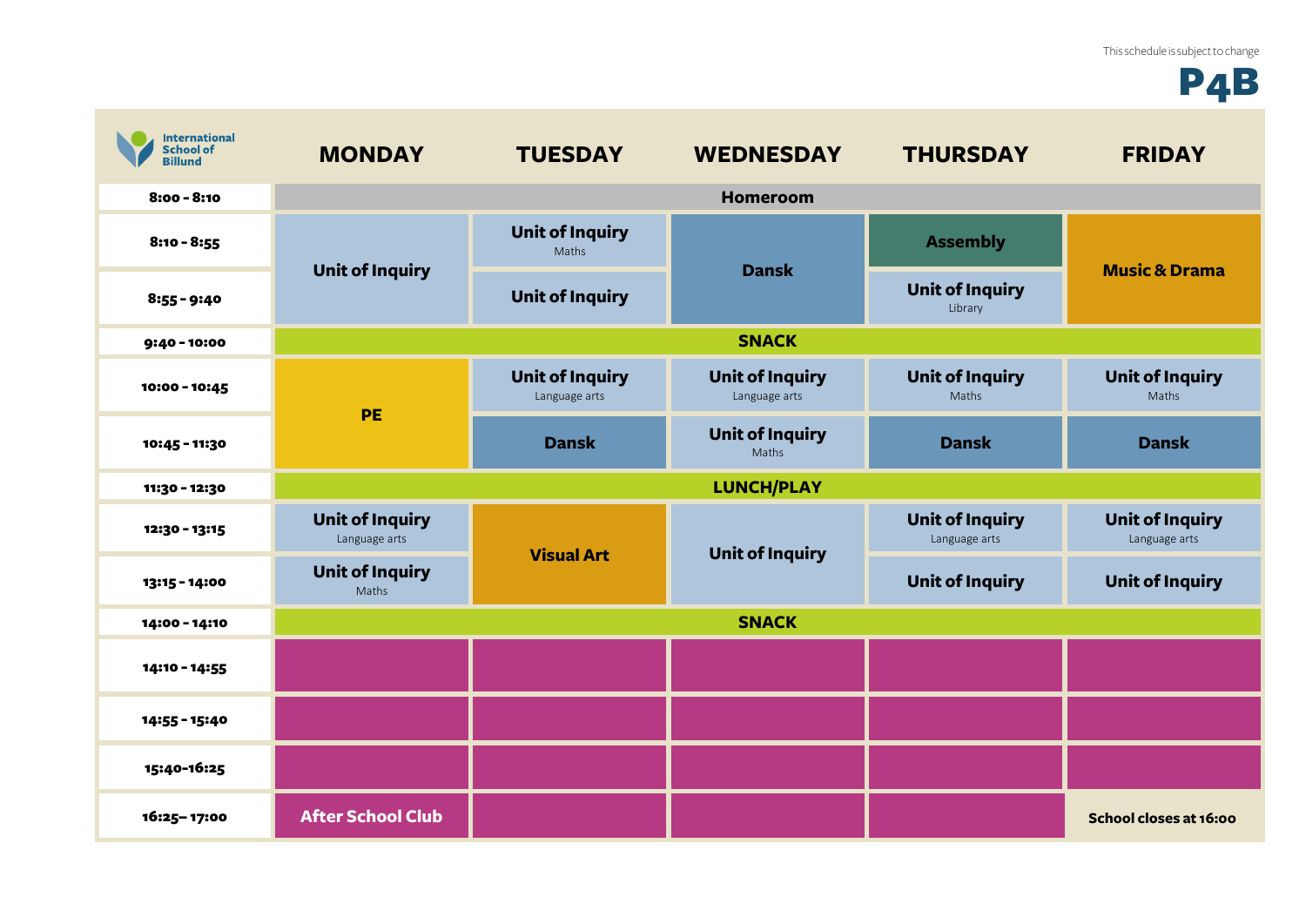This schedule is subject to change

# P4B

International School of Billund

| | MONDAY | TUESDAY | WEDNESDAY | THURSDAY | FRIDAY |
|---|---|---|---|---|---|
| 8:00 - 8:10 | Homeroom | | | | |
| 8:10 - 8:55 | Unit of Inquiry | Unit of Inquiry (Maths) | Dansk | Assembly | Music & Drama |
| 8:55 - 9:40 | | Unit of Inquiry | | Unit of Inquiry (Library) | |
| 9:40 - 10:00 | SNACK | | | | |
| 10:00 - 10:45 | PE | Unit of Inquiry (Language arts) | Unit of Inquiry (Language arts) | Unit of Inquiry (Maths) | Unit of Inquiry (Maths) |
| 10:45 - 11:30 | | Dansk | Unit of Inquiry (Maths) | Dansk | Dansk |
| 11:30 - 12:30 | LUNCH/PLAY | | | | |
| 12:30 - 13:15 | Unit of Inquiry (Language arts) | Visual Art | Unit of Inquiry | Unit of Inquiry (Language arts) | Unit of Inquiry (Language arts) |
| 13:15 - 14:00 | Unit of Inquiry (Maths) | | | Unit of Inquiry | Unit of Inquiry |
| 14:00 - 14:10 | SNACK | | | | |
| 14:10 - 14:55 | | | | | |
| 14:55 - 15:40 | | | | | |
| 15:40-16:25 | | | | | |
| 16:25– 17:00 | After School Club | | | | School closes at 16:00 |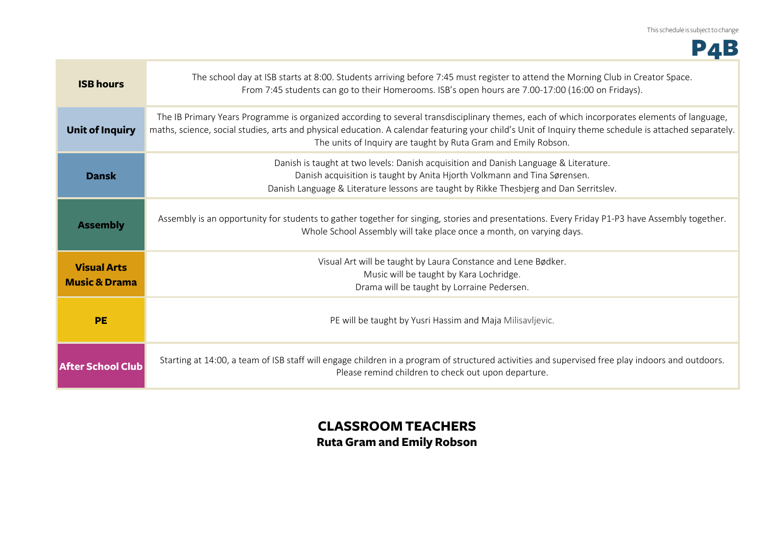This schedule is subject to change

# P4B

| | |
|---|---|
| **ISB hours** | The school day at ISB starts at 8:00. Students arriving before 7:45 must register to attend the Morning Club in Creator Space. From 7:45 students can go to their Homerooms. ISB's open hours are 7.00-17:00 (16:00 on Fridays). |
| **Unit of Inquiry** | The IB Primary Years Programme is organized according to several transdisciplinary themes, each of which incorporates elements of language, maths, science, social studies, arts and physical education. A calendar featuring your child's Unit of Inquiry theme schedule is attached separately. The units of Inquiry are taught by Ruta Gram and Emily Robson. |
| **Dansk** | Danish is taught at two levels: Danish acquisition and Danish Language & Literature. Danish acquisition is taught by Anita Hjorth Volkmann and Tina Sørensen. Danish Language & Literature lessons are taught by Rikke Thesbjerg and Dan Serritslev. |
| **Assembly** | Assembly is an opportunity for students to gather together for singing, stories and presentations. Every Friday P1-P3 have Assembly together. Whole School Assembly will take place once a month, on varying days. |
| **Visual Arts Music & Drama** | Visual Art will be taught by Laura Constance and Lene Bødker. Music will be taught by Kara Lochridge. Drama will be taught by Lorraine Pedersen. |
| **PE** | PE will be taught by Yusri Hassim and Maja Milisavljevic. |
| **After School Club** | Starting at 14:00, a team of ISB staff will engage children in a program of structured activities and supervised free play indoors and outdoors. Please remind children to check out upon departure. |

## CLASSROOM TEACHERS

**Ruta Gram and Emily Robson**